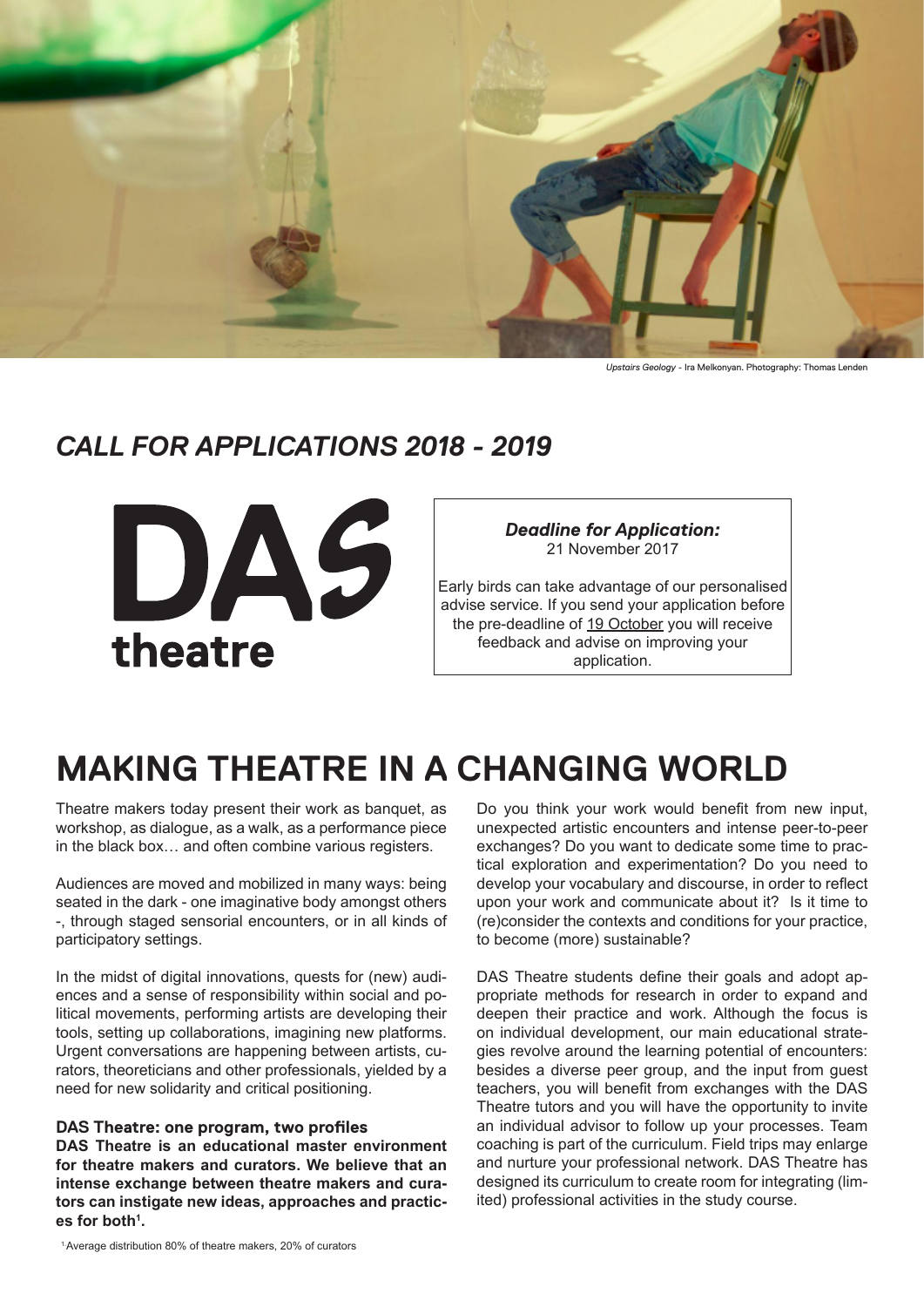*Upstairs Geology* - Ira Melkonyan. Photography: Thomas Lenden

## *CALL FOR APPLICATIONS 2018 - 2019*

DAS theatre

***Deadline for Application:***
21 November 2017

Early birds can take advantage of our personalised advise service. If you send your application before the pre-deadline of 19 October you will receive feedback and advise on improving your application.

# MAKING THEATRE IN A CHANGING WORLD

Theatre makers today present their work as banquet, as workshop, as dialogue, as a walk, as a performance piece in the black box… and often combine various registers.

Audiences are moved and mobilized in many ways: being seated in the dark - one imaginative body amongst others -, through staged sensorial encounters, or in all kinds of participatory settings.

In the midst of digital innovations, quests for (new) audiences and a sense of responsibility within social and political movements, performing artists are developing their tools, setting up collaborations, imagining new platforms. Urgent conversations are happening between artists, curators, theoreticians and other professionals, yielded by a need for new solidarity and critical positioning.

### DAS Theatre: one program, two profiles

**DAS Theatre is an educational master environment for theatre makers and curators. We believe that an intense exchange between theatre makers and curators can instigate new ideas, approaches and practices for both[1].**

Do you think your work would benefit from new input, unexpected artistic encounters and intense peer-to-peer exchanges? Do you want to dedicate some time to practical exploration and experimentation? Do you need to develop your vocabulary and discourse, in order to reflect upon your work and communicate about it? Is it time to (re)consider the contexts and conditions for your practice, to become (more) sustainable?

DAS Theatre students define their goals and adopt appropriate methods for research in order to expand and deepen their practice and work. Although the focus is on individual development, our main educational strategies revolve around the learning potential of encounters: besides a diverse peer group, and the input from guest teachers, you will benefit from exchanges with the DAS Theatre tutors and you will have the opportunity to invite an individual advisor to follow up your processes. Team coaching is part of the curriculum. Field trips may enlarge and nurture your professional network. DAS Theatre has designed its curriculum to create room for integrating (limited) professional activities in the study course.

[1] Average distribution 80% of theatre makers, 20% of curators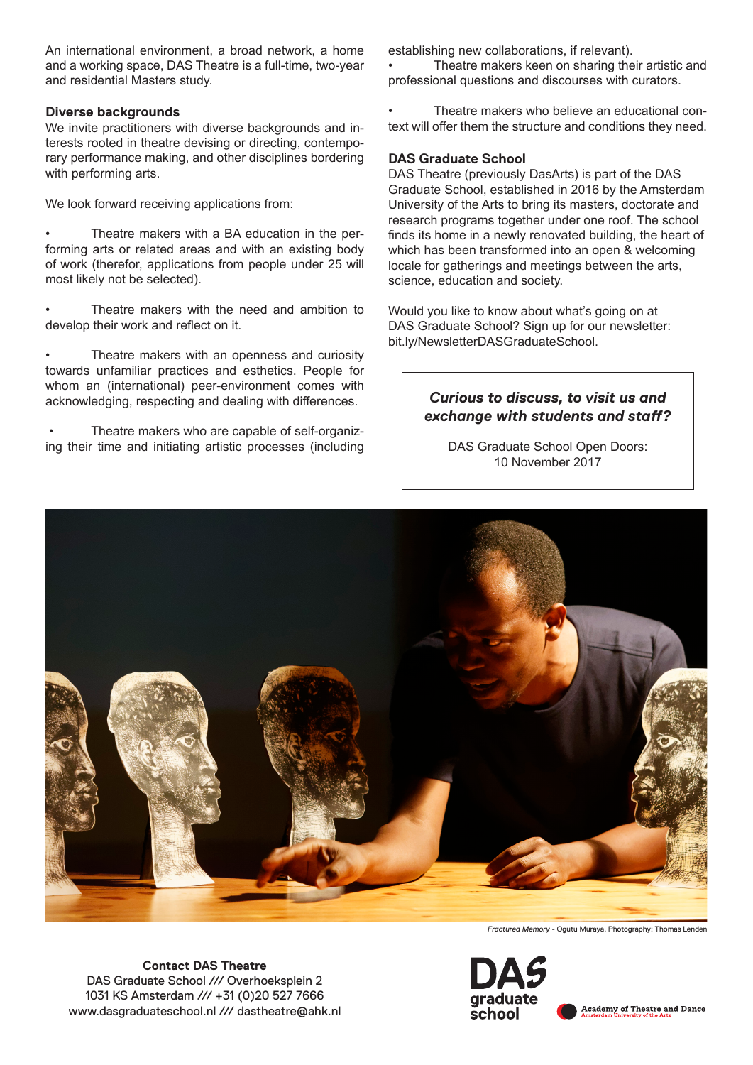An international environment, a broad network, a home and a working space, DAS Theatre is a full-time, two-year and residential Masters study.

### Diverse backgrounds

We invite practitioners with diverse backgrounds and interests rooted in theatre devising or directing, contemporary performance making, and other disciplines bordering with performing arts.

We look forward receiving applications from:

- Theatre makers with a BA education in the performing arts or related areas and with an existing body of work (therefor, applications from people under 25 will most likely not be selected).
- Theatre makers with the need and ambition to develop their work and reflect on it.
- Theatre makers with an openness and curiosity towards unfamiliar practices and esthetics. People for whom an (international) peer-environment comes with acknowledging, respecting and dealing with differences.
- Theatre makers who are capable of self-organizing their time and initiating artistic processes (including establishing new collaborations, if relevant).
- Theatre makers keen on sharing their artistic and professional questions and discourses with curators.
- Theatre makers who believe an educational context will offer them the structure and conditions they need.

### DAS Graduate School

DAS Theatre (previously DasArts) is part of the DAS Graduate School, established in 2016 by the Amsterdam University of the Arts to bring its masters, doctorate and research programs together under one roof. The school finds its home in a newly renovated building, the heart of which has been transformed into an open & welcoming locale for gatherings and meetings between the arts, science, education and society.

Would you like to know about what's going on at DAS Graduate School? Sign up for our newsletter: bit.ly/NewsletterDASGraduateSchool.

***Curious to discuss, to visit us and exchange with students and staff?***

DAS Graduate School Open Doors: 10 November 2017

*Fractured Memory* - Ogutu Muraya. Photography: Thomas Lenden

**Contact DAS Theatre**
DAS Graduate School /// Overhoeksplein 2
1031 KS Amsterdam /// +31 (0)20 527 7666
www.dasgraduateschool.nl /// dastheatre@ahk.nl

DAS graduate school

Academy of Theatre and Dance
Amsterdam University of the Arts